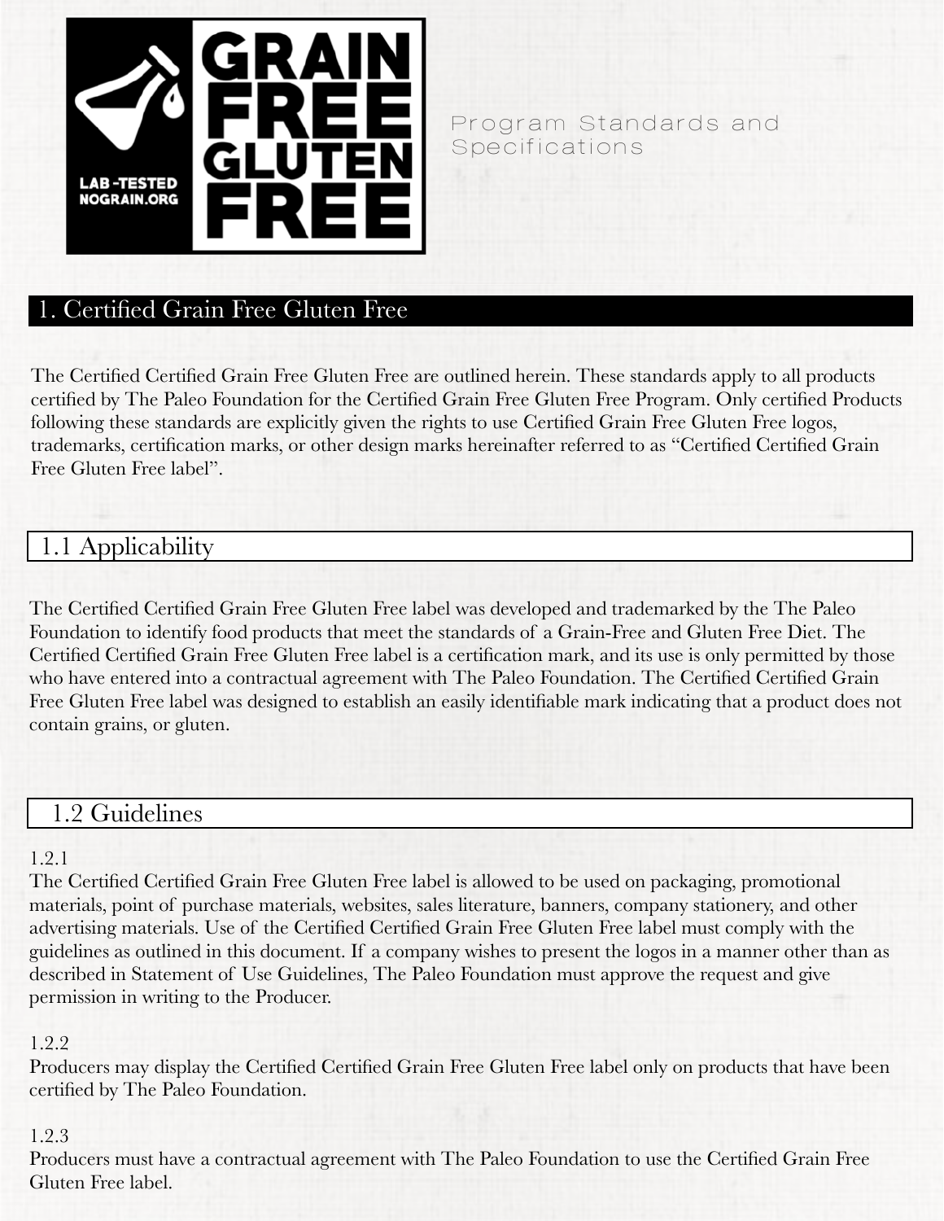GRAIN FREE GLUTEN FREE

LAB-TESTED NOGRAIN.ORG

Program Standards and Specifications

# 1. Certified Grain Free Gluten Free

The Certified Certified Grain Free Gluten Free are outlined herein. These standards apply to all products certified by The Paleo Foundation for the Certified Grain Free Gluten Free Program. Only certified Products following these standards are explicitly given the rights to use Certified Grain Free Gluten Free logos, trademarks, certification marks, or other design marks hereinafter referred to as "Certified Certified Grain Free Gluten Free label".

## 1.1 Applicability

The Certified Certified Grain Free Gluten Free label was developed and trademarked by the The Paleo Foundation to identify food products that meet the standards of a Grain-Free and Gluten Free Diet. The Certified Certified Grain Free Gluten Free label is a certification mark, and its use is only permitted by those who have entered into a contractual agreement with The Paleo Foundation. The Certified Certified Grain Free Gluten Free label was designed to establish an easily identifiable mark indicating that a product does not contain grains, or gluten.

## 1.2 Guidelines

1.2.1

The Certified Certified Grain Free Gluten Free label is allowed to be used on packaging, promotional materials, point of purchase materials, websites, sales literature, banners, company stationery, and other advertising materials. Use of the Certified Certified Grain Free Gluten Free label must comply with the guidelines as outlined in this document. If a company wishes to present the logos in a manner other than as described in Statement of Use Guidelines, The Paleo Foundation must approve the request and give permission in writing to the Producer.

1.2.2

Producers may display the Certified Certified Grain Free Gluten Free label only on products that have been certified by The Paleo Foundation.

1.2.3

Producers must have a contractual agreement with The Paleo Foundation to use the Certified Grain Free Gluten Free label.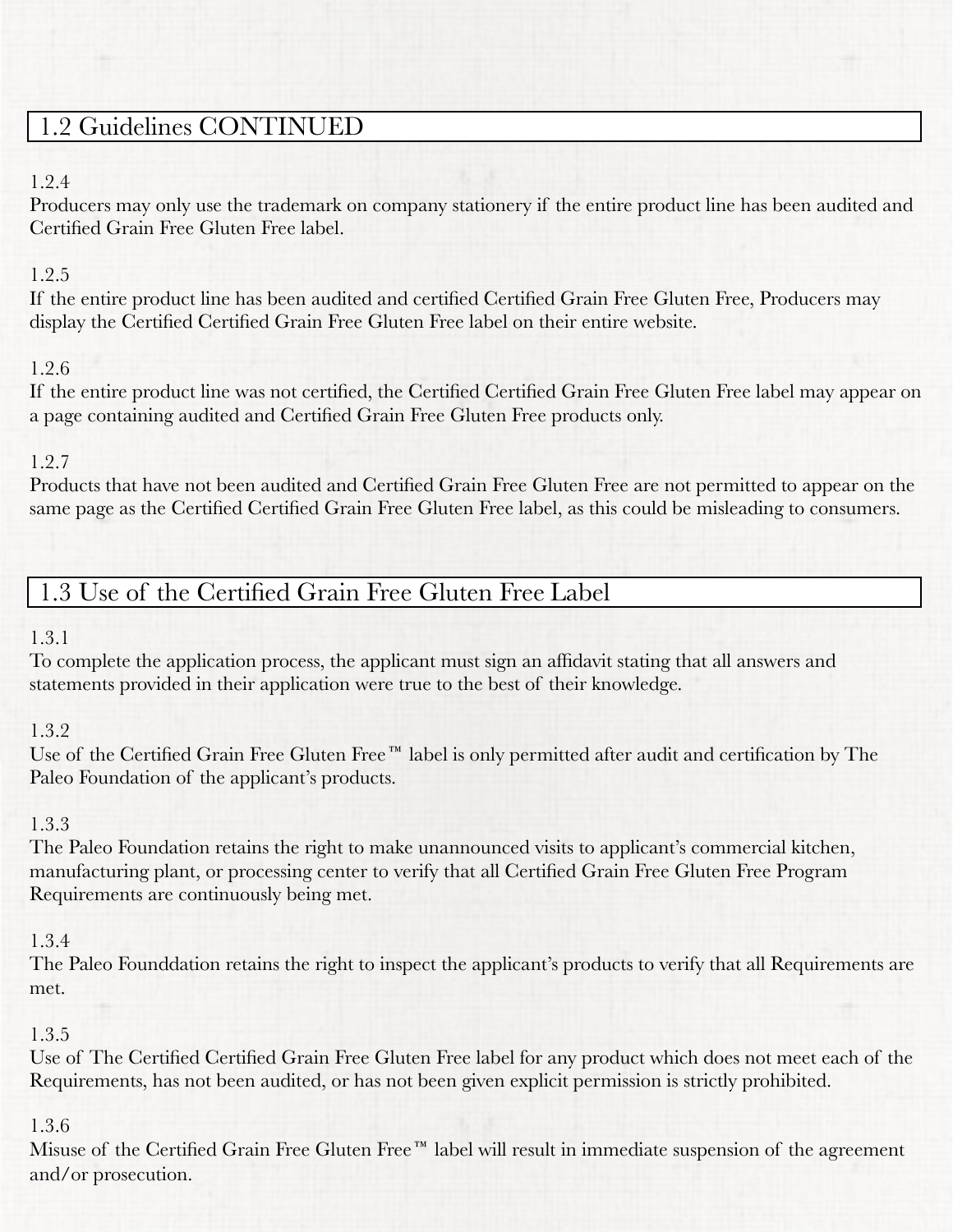## 1.2 Guidelines CONTINUED

1.2.4
Producers may only use the trademark on company stationery if the entire product line has been audited and Certified Grain Free Gluten Free label.

1.2.5
If the entire product line has been audited and certified Certified Grain Free Gluten Free, Producers may display the Certified Certified Grain Free Gluten Free label on their entire website.

1.2.6
If the entire product line was not certified, the Certified Certified Grain Free Gluten Free label may appear on a page containing audited and Certified Grain Free Gluten Free products only.

1.2.7
Products that have not been audited and Certified Grain Free Gluten Free are not permitted to appear on the same page as the Certified Certified Grain Free Gluten Free label, as this could be misleading to consumers.

## 1.3 Use of the Certified Grain Free Gluten Free Label

1.3.1
To complete the application process, the applicant must sign an affidavit stating that all answers and statements provided in their application were true to the best of their knowledge.

1.3.2
Use of the Certified Grain Free Gluten Free™ label is only permitted after audit and certification by The Paleo Foundation of the applicant's products.

1.3.3
The Paleo Foundation retains the right to make unannounced visits to applicant's commercial kitchen, manufacturing plant, or processing center to verify that all Certified Grain Free Gluten Free Program Requirements are continuously being met.

1.3.4
The Paleo Founddation retains the right to inspect the applicant's products to verify that all Requirements are met.

1.3.5
Use of The Certified Certified Grain Free Gluten Free label for any product which does not meet each of the Requirements, has not been audited, or has not been given explicit permission is strictly prohibited.

1.3.6
Misuse of the Certified Grain Free Gluten Free™ label will result in immediate suspension of the agreement and/or prosecution.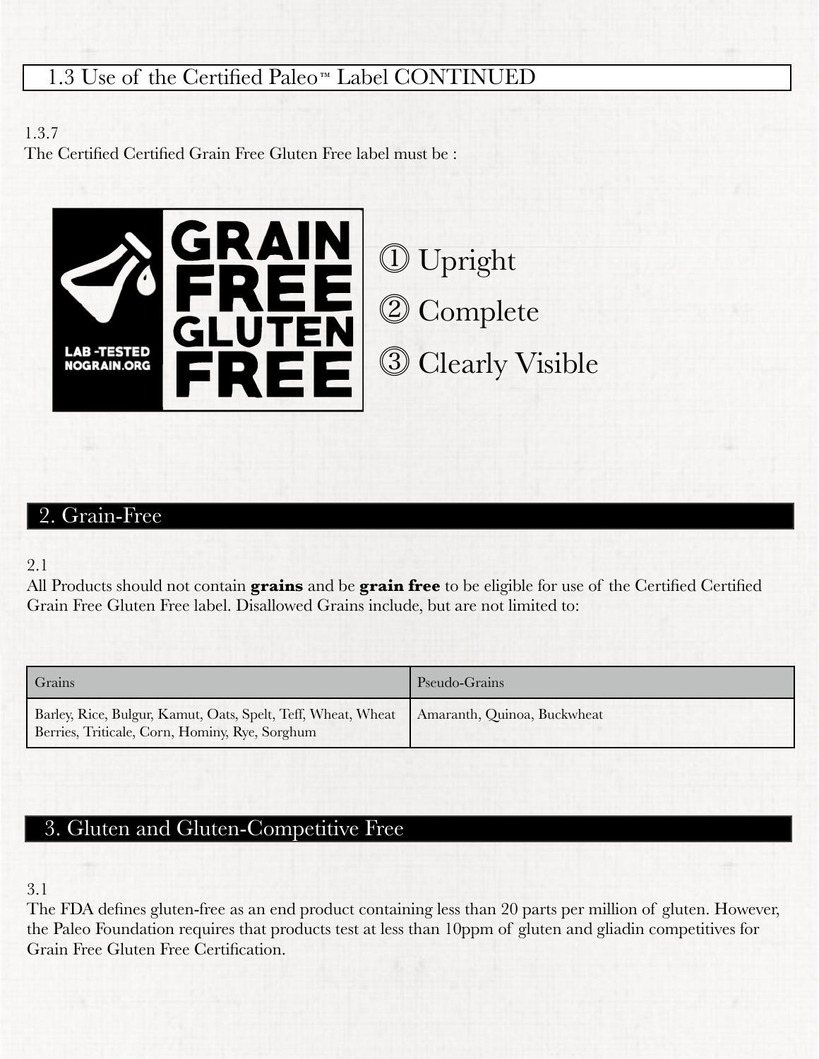## 1.3 Use of the Certified Paleo™ Label CONTINUED

1.3.7
The Certified Certified Grain Free Gluten Free label must be :

GRAIN FREE GLUTEN FREE

LAB -TESTED
NOGRAIN.ORG

① Upright

② Complete

③ Clearly Visible

## 2. Grain-Free

2.1
All Products should not contain **grains** and be **grain free** to be eligible for use of the Certified Certified Grain Free Gluten Free label. Disallowed Grains include, but are not limited to:

| Grains | Pseudo-Grains |
|---|---|
| Barley, Rice, Bulgur, Kamut, Oats, Spelt, Teff, Wheat, Wheat Berries, Triticale, Corn, Hominy, Rye, Sorghum | Amaranth, Quinoa, Buckwheat |

## 3. Gluten and Gluten-Competitive Free

3.1
The FDA defines gluten-free as an end product containing less than 20 parts per million of gluten. However, the Paleo Foundation requires that products test at less than 10ppm of gluten and gliadin competitives for Grain Free Gluten Free Certification.